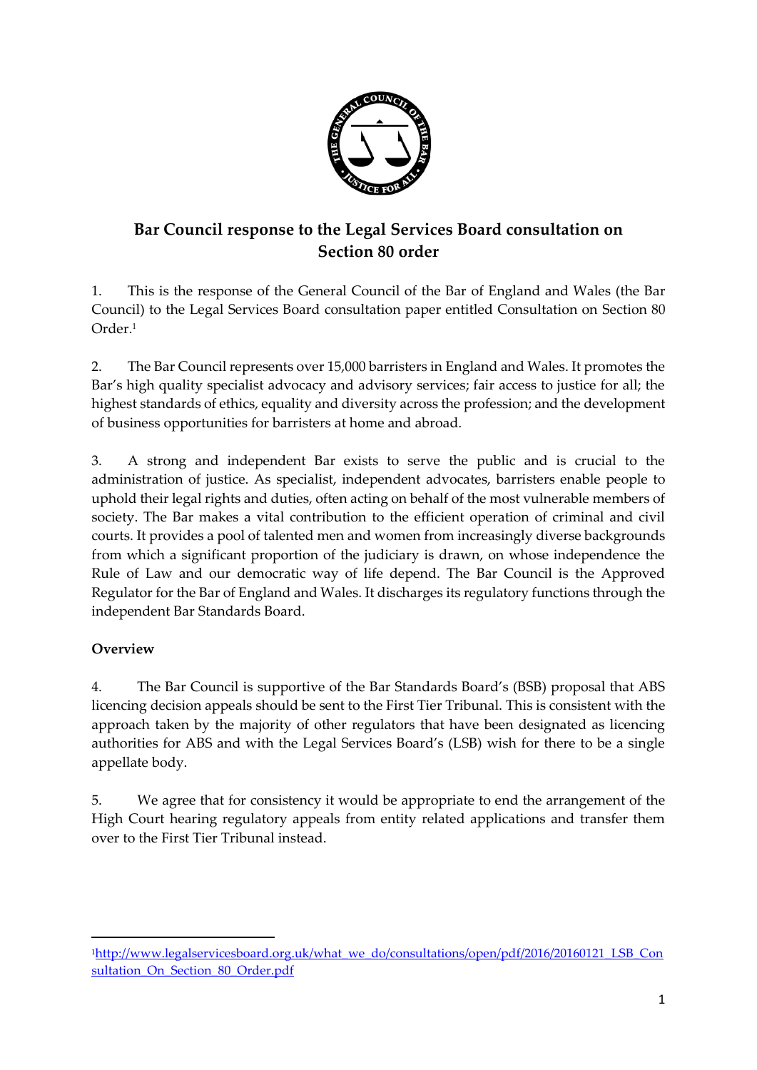# Bar Council response to the Legal Services Board consultation on Section 80 order

1. This is the response of the General Council of the Bar of England and Wales (the Bar Council) to the Legal Services Board consultation paper entitled Consultation on Section 80 Order.[1]

2. The Bar Council represents over 15,000 barristers in England and Wales. It promotes the Bar's high quality specialist advocacy and advisory services; fair access to justice for all; the highest standards of ethics, equality and diversity across the profession; and the development of business opportunities for barristers at home and abroad.

3. A strong and independent Bar exists to serve the public and is crucial to the administration of justice. As specialist, independent advocates, barristers enable people to uphold their legal rights and duties, often acting on behalf of the most vulnerable members of society. The Bar makes a vital contribution to the efficient operation of criminal and civil courts. It provides a pool of talented men and women from increasingly diverse backgrounds from which a significant proportion of the judiciary is drawn, on whose independence the Rule of Law and our democratic way of life depend. The Bar Council is the Approved Regulator for the Bar of England and Wales. It discharges its regulatory functions through the independent Bar Standards Board.

**Overview**

4. The Bar Council is supportive of the Bar Standards Board's (BSB) proposal that ABS licencing decision appeals should be sent to the First Tier Tribunal. This is consistent with the approach taken by the majority of other regulators that have been designated as licencing authorities for ABS and with the Legal Services Board's (LSB) wish for there to be a single appellate body.

5. We agree that for consistency it would be appropriate to end the arrangement of the High Court hearing regulatory appeals from entity related applications and transfer them over to the First Tier Tribunal instead.

---

[1] http://www.legalservicesboard.org.uk/what_we_do/consultations/open/pdf/2016/20160121_LSB_Consultation_On_Section_80_Order.pdf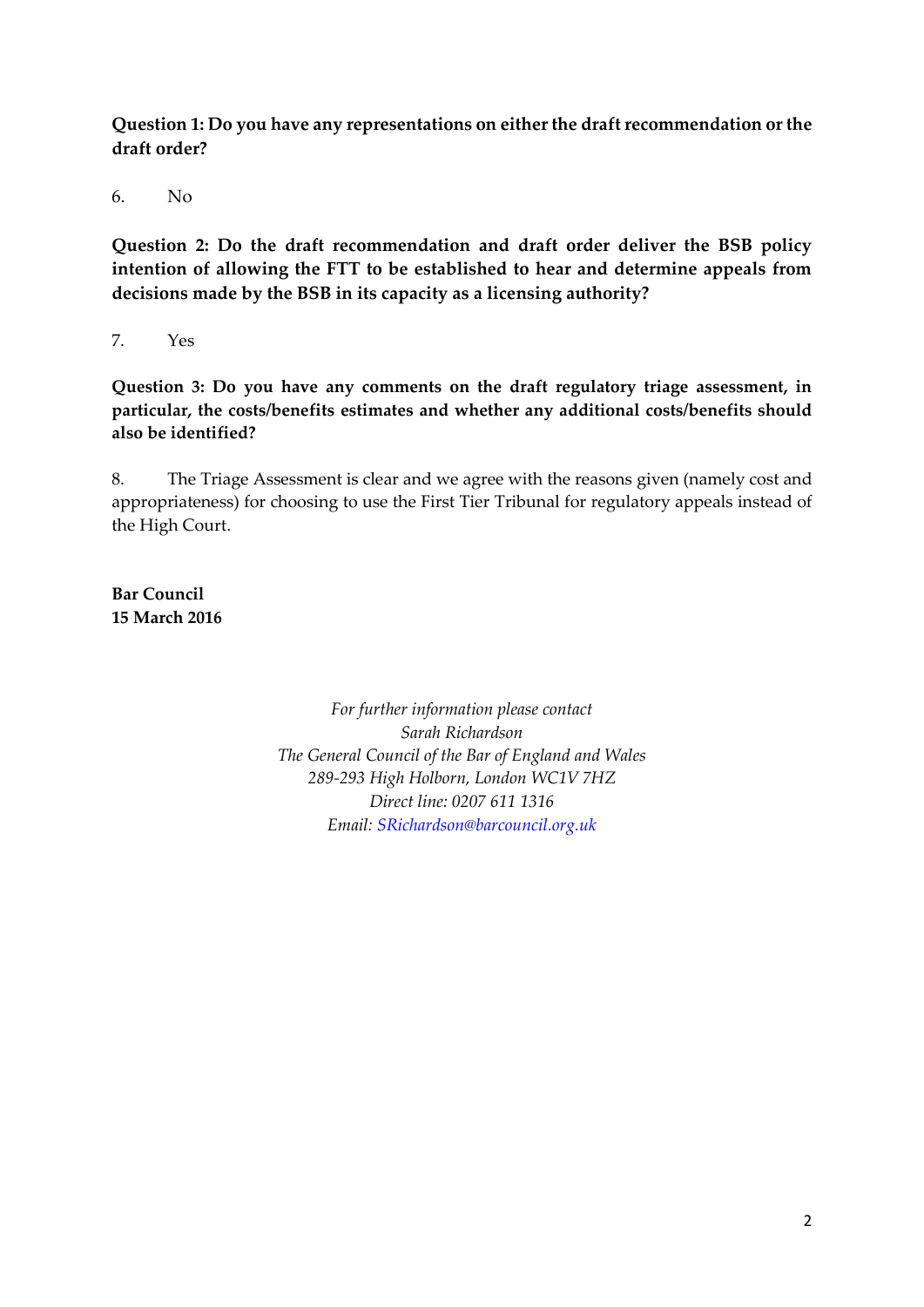**Question 1: Do you have any representations on either the draft recommendation or the draft order?**

6. No

**Question 2: Do the draft recommendation and draft order deliver the BSB policy intention of allowing the FTT to be established to hear and determine appeals from decisions made by the BSB in its capacity as a licensing authority?**

7. Yes

**Question 3: Do you have any comments on the draft regulatory triage assessment, in particular, the costs/benefits estimates and whether any additional costs/benefits should also be identified?**

8. The Triage Assessment is clear and we agree with the reasons given (namely cost and appropriateness) for choosing to use the First Tier Tribunal for regulatory appeals instead of the High Court.

**Bar Council**
**15 March 2016**

*For further information please contact*
*Sarah Richardson*
*The General Council of the Bar of England and Wales*
*289-293 High Holborn, London WC1V 7HZ*
*Direct line: 0207 611 1316*
*Email: SRichardson@barcouncil.org.uk*